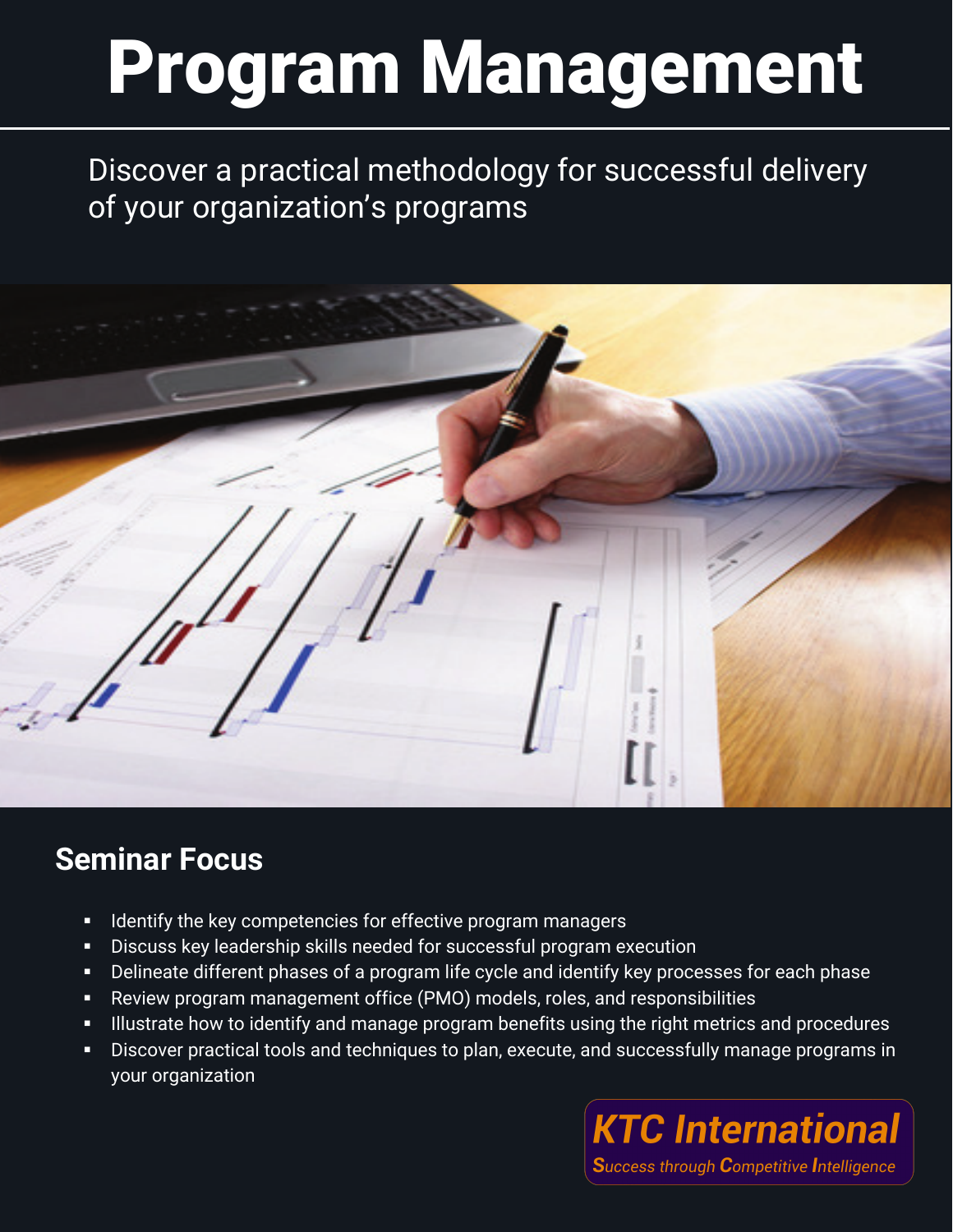# Program Management

Discover a practical methodology for successful delivery of your organization's programs

## Seminar Focus

- Identify the key competencies for effective program managers
- Discuss key leadership skills needed for successful program execution
- Delineate different phases of a program life cycle and identify key processes for each phase
- Review program management office (PMO) models, roles, and responsibilities
- Illustrate how to identify and manage program benefits using the right metrics and procedures
- Discover practical tools and techniques to plan, execute, and successfully manage programs in your organization

**KTC International**

*Success through Competitive Intelligence*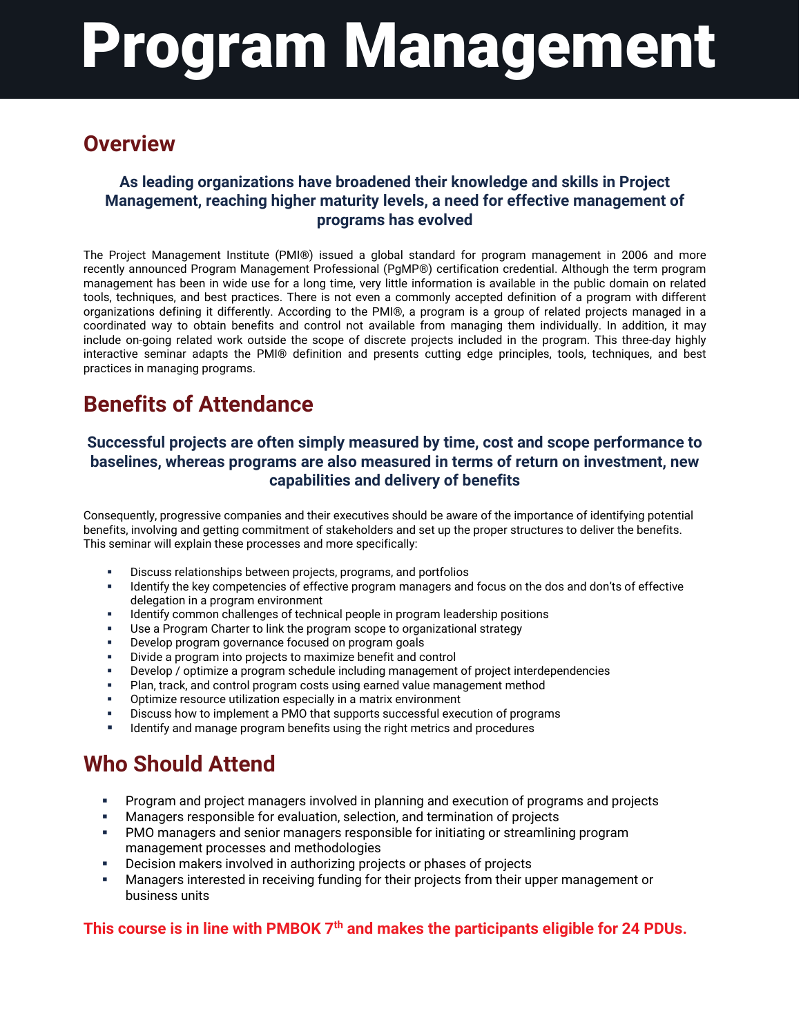# Program Management

## Overview

**As leading organizations have broadened their knowledge and skills in Project Management, reaching higher maturity levels, a need for effective management of programs has evolved**

The Project Management Institute (PMI®) issued a global standard for program management in 2006 and more recently announced Program Management Professional (PgMP®) certification credential. Although the term program management has been in wide use for a long time, very little information is available in the public domain on related tools, techniques, and best practices. There is not even a commonly accepted definition of a program with different organizations defining it differently. According to the PMI®, a program is a group of related projects managed in a coordinated way to obtain benefits and control not available from managing them individually. In addition, it may include on-going related work outside the scope of discrete projects included in the program. This three-day highly interactive seminar adapts the PMI® definition and presents cutting edge principles, tools, techniques, and best practices in managing programs.

## Benefits of Attendance

**Successful projects are often simply measured by time, cost and scope performance to baselines, whereas programs are also measured in terms of return on investment, new capabilities and delivery of benefits**

Consequently, progressive companies and their executives should be aware of the importance of identifying potential benefits, involving and getting commitment of stakeholders and set up the proper structures to deliver the benefits. This seminar will explain these processes and more specifically:

- Discuss relationships between projects, programs, and portfolios
- Identify the key competencies of effective program managers and focus on the dos and don'ts of effective delegation in a program environment
- Identify common challenges of technical people in program leadership positions
- Use a Program Charter to link the program scope to organizational strategy
- Develop program governance focused on program goals
- Divide a program into projects to maximize benefit and control
- Develop / optimize a program schedule including management of project interdependencies
- Plan, track, and control program costs using earned value management method
- Optimize resource utilization especially in a matrix environment
- Discuss how to implement a PMO that supports successful execution of programs
- Identify and manage program benefits using the right metrics and procedures

## Who Should Attend

- Program and project managers involved in planning and execution of programs and projects
- Managers responsible for evaluation, selection, and termination of projects
- PMO managers and senior managers responsible for initiating or streamlining program management processes and methodologies
- Decision makers involved in authorizing projects or phases of projects
- Managers interested in receiving funding for their projects from their upper management or business units

**This course is in line with PMBOK 7th and makes the participants eligible for 24 PDUs.**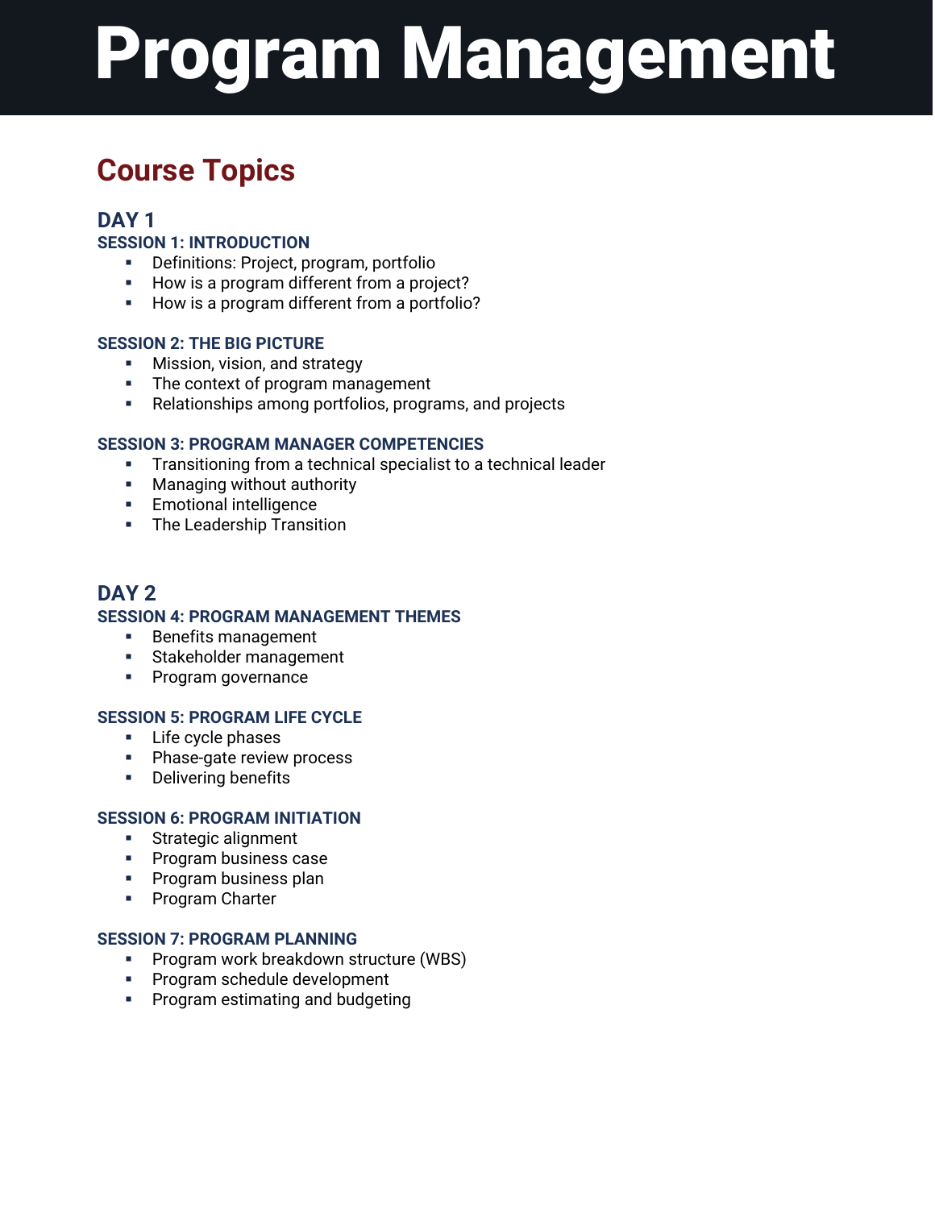# Program Management

## Course Topics

### DAY 1

**SESSION 1: INTRODUCTION**

- Definitions: Project, program, portfolio
- How is a program different from a project?
- How is a program different from a portfolio?

**SESSION 2: THE BIG PICTURE**

- Mission, vision, and strategy
- The context of program management
- Relationships among portfolios, programs, and projects

**SESSION 3: PROGRAM MANAGER COMPETENCIES**

- Transitioning from a technical specialist to a technical leader
- Managing without authority
- Emotional intelligence
- The Leadership Transition

### DAY 2

**SESSION 4: PROGRAM MANAGEMENT THEMES**

- Benefits management
- Stakeholder management
- Program governance

**SESSION 5: PROGRAM LIFE CYCLE**

- Life cycle phases
- Phase-gate review process
- Delivering benefits

**SESSION 6: PROGRAM INITIATION**

- Strategic alignment
- Program business case
- Program business plan
- Program Charter

**SESSION 7: PROGRAM PLANNING**

- Program work breakdown structure (WBS)
- Program schedule development
- Program estimating and budgeting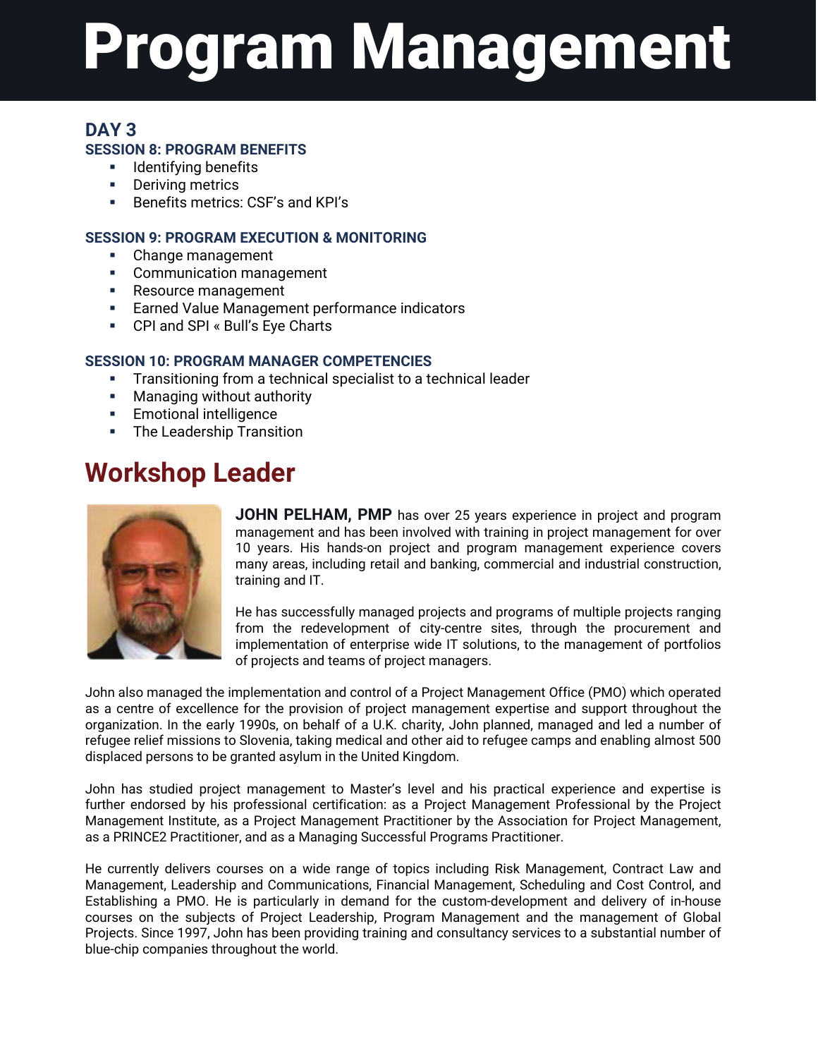# Program Management

## DAY 3

### SESSION 8: PROGRAM BENEFITS

- Identifying benefits
- Deriving metrics
- Benefits metrics: CSF's and KPI's

### SESSION 9: PROGRAM EXECUTION & MONITORING

- Change management
- Communication management
- Resource management
- Earned Value Management performance indicators
- CPI and SPI « Bull's Eye Charts

### SESSION 10: PROGRAM MANAGER COMPETENCIES

- Transitioning from a technical specialist to a technical leader
- Managing without authority
- Emotional intelligence
- The Leadership Transition

## Workshop Leader

**JOHN PELHAM, PMP** has over 25 years experience in project and program management and has been involved with training in project management for over 10 years. His hands-on project and program management experience covers many areas, including retail and banking, commercial and industrial construction, training and IT.

He has successfully managed projects and programs of multiple projects ranging from the redevelopment of city-centre sites, through the procurement and implementation of enterprise wide IT solutions, to the management of portfolios of projects and teams of project managers.

John also managed the implementation and control of a Project Management Office (PMO) which operated as a centre of excellence for the provision of project management expertise and support throughout the organization. In the early 1990s, on behalf of a U.K. charity, John planned, managed and led a number of refugee relief missions to Slovenia, taking medical and other aid to refugee camps and enabling almost 500 displaced persons to be granted asylum in the United Kingdom.

John has studied project management to Master's level and his practical experience and expertise is further endorsed by his professional certification: as a Project Management Professional by the Project Management Institute, as a Project Management Practitioner by the Association for Project Management, as a PRINCE2 Practitioner, and as a Managing Successful Programs Practitioner.

He currently delivers courses on a wide range of topics including Risk Management, Contract Law and Management, Leadership and Communications, Financial Management, Scheduling and Cost Control, and Establishing a PMO. He is particularly in demand for the custom-development and delivery of in-house courses on the subjects of Project Leadership, Program Management and the management of Global Projects. Since 1997, John has been providing training and consultancy services to a substantial number of blue-chip companies throughout the world.